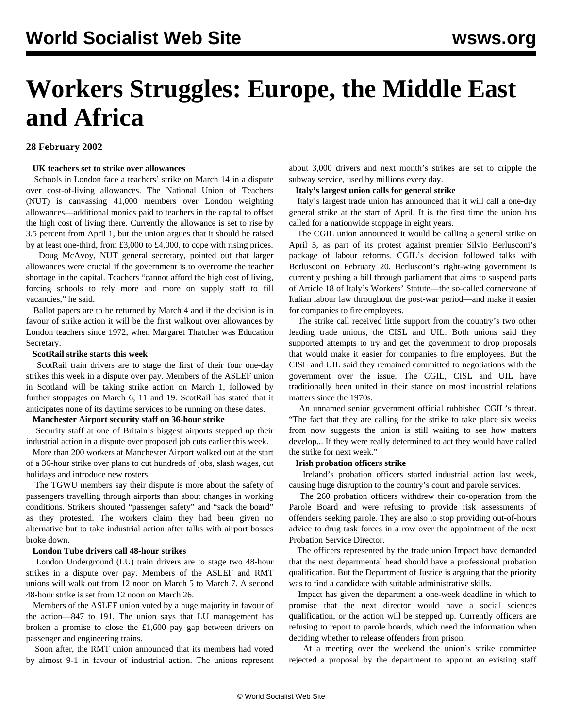# Workers Struggles: Europe, the Middle East and Africa

**28 February 2002**

**UK teachers set to strike over allowances**

Schools in London face a teachers' strike on March 14 in a dispute over cost-of-living allowances. The National Union of Teachers (NUT) is canvassing 41,000 members over London weighting allowances—additional monies paid to teachers in the capital to offset the high cost of living there. Currently the allowance is set to rise by 3.5 percent from April 1, but the union argues that it should be raised by at least one-third, from £3,000 to £4,000, to cope with rising prices.

Doug McAvoy, NUT general secretary, pointed out that larger allowances were crucial if the government is to overcome the teacher shortage in the capital. Teachers "cannot afford the high cost of living, forcing schools to rely more and more on supply staff to fill vacancies," he said.

Ballot papers are to be returned by March 4 and if the decision is in favour of strike action it will be the first walkout over allowances by London teachers since 1972, when Margaret Thatcher was Education Secretary.

**ScotRail strike starts this week**

ScotRail train drivers are to stage the first of their four one-day strikes this week in a dispute over pay. Members of the ASLEF union in Scotland will be taking strike action on March 1, followed by further stoppages on March 6, 11 and 19. ScotRail has stated that it anticipates none of its daytime services to be running on these dates.

**Manchester Airport security staff on 36-hour strike**

Security staff at one of Britain's biggest airports stepped up their industrial action in a dispute over proposed job cuts earlier this week.

More than 200 workers at Manchester Airport walked out at the start of a 36-hour strike over plans to cut hundreds of jobs, slash wages, cut holidays and introduce new rosters.

The TGWU members say their dispute is more about the safety of passengers travelling through airports than about changes in working conditions. Strikers shouted "passenger safety" and "sack the board" as they protested. The workers claim they had been given no alternative but to take industrial action after talks with airport bosses broke down.

**London Tube drivers call 48-hour strikes**

London Underground (LU) train drivers are to stage two 48-hour strikes in a dispute over pay. Members of the ASLEF and RMT unions will walk out from 12 noon on March 5 to March 7. A second 48-hour strike is set from 12 noon on March 26.

Members of the ASLEF union voted by a huge majority in favour of the action—847 to 191. The union says that LU management has broken a promise to close the £1,600 pay gap between drivers on passenger and engineering trains.

Soon after, the RMT union announced that its members had voted by almost 9-1 in favour of industrial action. The unions represent about 3,000 drivers and next month's strikes are set to cripple the subway service, used by millions every day.

**Italy's largest union calls for general strike**

Italy's largest trade union has announced that it will call a one-day general strike at the start of April. It is the first time the union has called for a nationwide stoppage in eight years.

The CGIL union announced it would be calling a general strike on April 5, as part of its protest against premier Silvio Berlusconi's package of labour reforms. CGIL's decision followed talks with Berlusconi on February 20. Berlusconi's right-wing government is currently pushing a bill through parliament that aims to suspend parts of Article 18 of Italy's Workers' Statute—the so-called cornerstone of Italian labour law throughout the post-war period—and make it easier for companies to fire employees.

The strike call received little support from the country's two other leading trade unions, the CISL and UIL. Both unions said they supported attempts to try and get the government to drop proposals that would make it easier for companies to fire employees. But the CISL and UIL said they remained committed to negotiations with the government over the issue. The CGIL, CISL and UIL have traditionally been united in their stance on most industrial relations matters since the 1970s.

An unnamed senior government official rubbished CGIL's threat. "The fact that they are calling for the strike to take place six weeks from now suggests the union is still waiting to see how matters develop... If they were really determined to act they would have called the strike for next week."

**Irish probation officers strike**

Ireland's probation officers started industrial action last week, causing huge disruption to the country's court and parole services.

The 260 probation officers withdrew their co-operation from the Parole Board and were refusing to provide risk assessments of offenders seeking parole. They are also to stop providing out-of-hours advice to drug task forces in a row over the appointment of the next Probation Service Director.

The officers represented by the trade union Impact have demanded that the next departmental head should have a professional probation qualification. But the Department of Justice is arguing that the priority was to find a candidate with suitable administrative skills.

Impact has given the department a one-week deadline in which to promise that the next director would have a social sciences qualification, or the action will be stepped up. Currently officers are refusing to report to parole boards, which need the information when deciding whether to release offenders from prison.

At a meeting over the weekend the union's strike committee rejected a proposal by the department to appoint an existing staff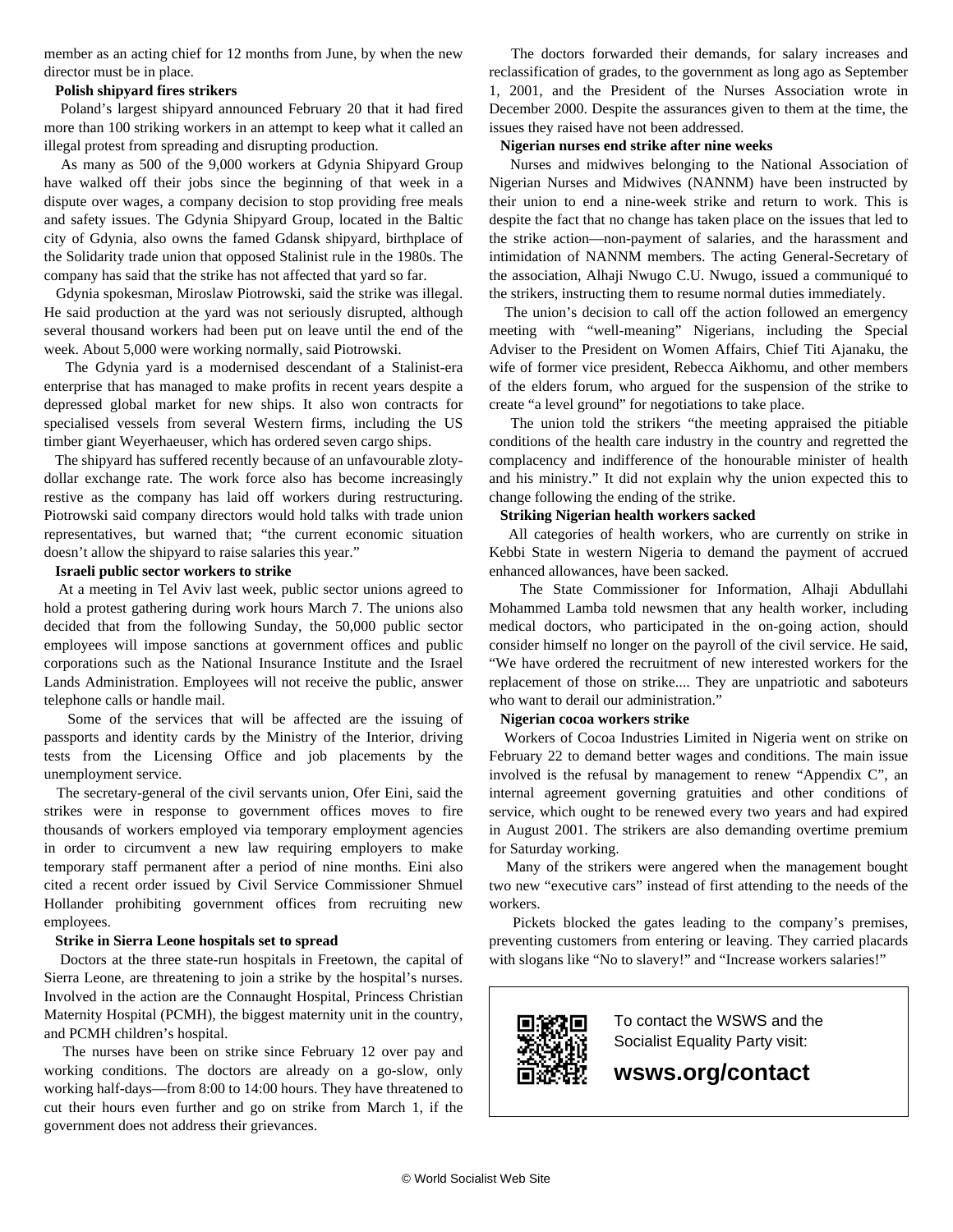member as an acting chief for 12 months from June, by when the new director must be in place.

**Polish shipyard fires strikers**

Poland's largest shipyard announced February 20 that it had fired more than 100 striking workers in an attempt to keep what it called an illegal protest from spreading and disrupting production.

As many as 500 of the 9,000 workers at Gdynia Shipyard Group have walked off their jobs since the beginning of that week in a dispute over wages, a company decision to stop providing free meals and safety issues. The Gdynia Shipyard Group, located in the Baltic city of Gdynia, also owns the famed Gdansk shipyard, birthplace of the Solidarity trade union that opposed Stalinist rule in the 1980s. The company has said that the strike has not affected that yard so far.

Gdynia spokesman, Miroslaw Piotrowski, said the strike was illegal. He said production at the yard was not seriously disrupted, although several thousand workers had been put on leave until the end of the week. About 5,000 were working normally, said Piotrowski.

The Gdynia yard is a modernised descendant of a Stalinist-era enterprise that has managed to make profits in recent years despite a depressed global market for new ships. It also won contracts for specialised vessels from several Western firms, including the US timber giant Weyerhaeuser, which has ordered seven cargo ships.

The shipyard has suffered recently because of an unfavourable zloty-dollar exchange rate. The work force also has become increasingly restive as the company has laid off workers during restructuring. Piotrowski said company directors would hold talks with trade union representatives, but warned that; "the current economic situation doesn't allow the shipyard to raise salaries this year."

**Israeli public sector workers to strike**

At a meeting in Tel Aviv last week, public sector unions agreed to hold a protest gathering during work hours March 7. The unions also decided that from the following Sunday, the 50,000 public sector employees will impose sanctions at government offices and public corporations such as the National Insurance Institute and the Israel Lands Administration. Employees will not receive the public, answer telephone calls or handle mail.

Some of the services that will be affected are the issuing of passports and identity cards by the Ministry of the Interior, driving tests from the Licensing Office and job placements by the unemployment service.

The secretary-general of the civil servants union, Ofer Eini, said the strikes were in response to government offices moves to fire thousands of workers employed via temporary employment agencies in order to circumvent a new law requiring employers to make temporary staff permanent after a period of nine months. Eini also cited a recent order issued by Civil Service Commissioner Shmuel Hollander prohibiting government offices from recruiting new employees.

**Strike in Sierra Leone hospitals set to spread**

Doctors at the three state-run hospitals in Freetown, the capital of Sierra Leone, are threatening to join a strike by the hospital's nurses. Involved in the action are the Connaught Hospital, Princess Christian Maternity Hospital (PCMH), the biggest maternity unit in the country, and PCMH children's hospital.

The nurses have been on strike since February 12 over pay and working conditions. The doctors are already on a go-slow, only working half-days—from 8:00 to 14:00 hours. They have threatened to cut their hours even further and go on strike from March 1, if the government does not address their grievances.

The doctors forwarded their demands, for salary increases and reclassification of grades, to the government as long ago as September 1, 2001, and the President of the Nurses Association wrote in December 2000. Despite the assurances given to them at the time, the issues they raised have not been addressed.

**Nigerian nurses end strike after nine weeks**

Nurses and midwives belonging to the National Association of Nigerian Nurses and Midwives (NANNM) have been instructed by their union to end a nine-week strike and return to work. This is despite the fact that no change has taken place on the issues that led to the strike action—non-payment of salaries, and the harassment and intimidation of NANNM members. The acting General-Secretary of the association, Alhaji Nwugo C.U. Nwugo, issued a communiqué to the strikers, instructing them to resume normal duties immediately.

The union's decision to call off the action followed an emergency meeting with "well-meaning" Nigerians, including the Special Adviser to the President on Women Affairs, Chief Titi Ajanaku, the wife of former vice president, Rebecca Aikhomu, and other members of the elders forum, who argued for the suspension of the strike to create "a level ground" for negotiations to take place.

The union told the strikers "the meeting appraised the pitiable conditions of the health care industry in the country and regretted the complacency and indifference of the honourable minister of health and his ministry." It did not explain why the union expected this to change following the ending of the strike.

**Striking Nigerian health workers sacked**

All categories of health workers, who are currently on strike in Kebbi State in western Nigeria to demand the payment of accrued enhanced allowances, have been sacked.

The State Commissioner for Information, Alhaji Abdullahi Mohammed Lamba told newsmen that any health worker, including medical doctors, who participated in the on-going action, should consider himself no longer on the payroll of the civil service. He said, "We have ordered the recruitment of new interested workers for the replacement of those on strike.... They are unpatriotic and saboteurs who want to derail our administration."

**Nigerian cocoa workers strike**

Workers of Cocoa Industries Limited in Nigeria went on strike on February 22 to demand better wages and conditions. The main issue involved is the refusal by management to renew "Appendix C", an internal agreement governing gratuities and other conditions of service, which ought to be renewed every two years and had expired in August 2001. The strikers are also demanding overtime premium for Saturday working.

Many of the strikers were angered when the management bought two new "executive cars" instead of first attending to the needs of the workers.

Pickets blocked the gates leading to the company's premises, preventing customers from entering or leaving. They carried placards with slogans like "No to slavery!" and "Increase workers salaries!"

To contact the WSWS and the Socialist Equality Party visit:

**wsws.org/contact**